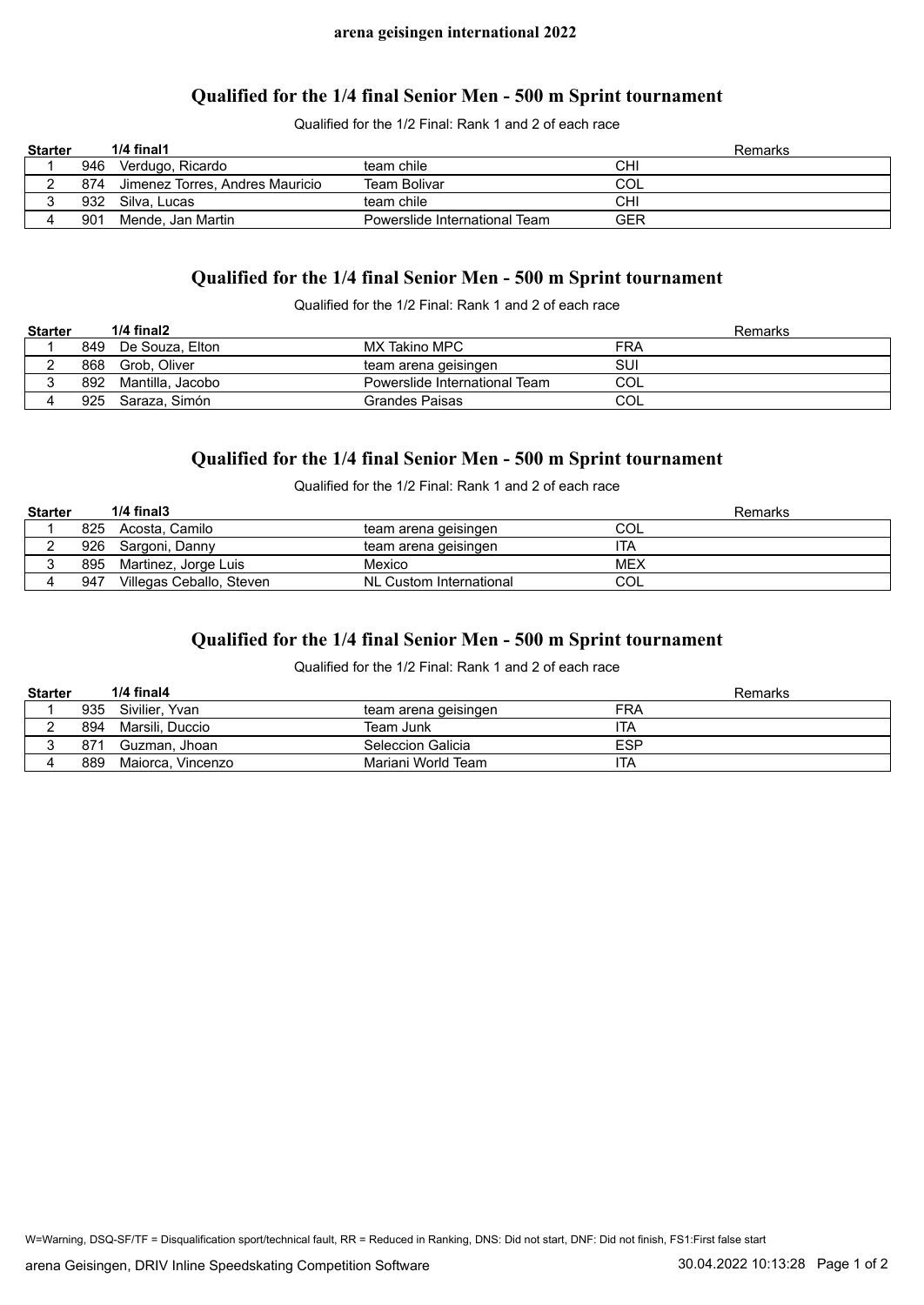**arena geisingen international 2022**

## Qualified for the 1/4 final Senior Men - 500 m Sprint tournament

Qualified for the 1/2 Final: Rank 1 and 2 of each race

| Starter | 1/4 final1 | | | | Remarks |
|---|---|---|---|---|---|
| 1 | 946 | Verdugo, Ricardo | team chile | CHI | |
| 2 | 874 | Jimenez Torres, Andres Mauricio | Team Bolivar | COL | |
| 3 | 932 | Silva, Lucas | team chile | CHI | |
| 4 | 901 | Mende, Jan Martin | Powerslide International Team | GER | |

## Qualified for the 1/4 final Senior Men - 500 m Sprint tournament

Qualified for the 1/2 Final: Rank 1 and 2 of each race

| Starter | 1/4 final2 | | | | Remarks |
|---|---|---|---|---|---|
| 1 | 849 | De Souza, Elton | MX Takino MPC | FRA | |
| 2 | 868 | Grob, Oliver | team arena geisingen | SUI | |
| 3 | 892 | Mantilla, Jacobo | Powerslide International Team | COL | |
| 4 | 925 | Saraza, Simón | Grandes Paisas | COL | |

## Qualified for the 1/4 final Senior Men - 500 m Sprint tournament

Qualified for the 1/2 Final: Rank 1 and 2 of each race

| Starter | 1/4 final3 | | | | Remarks |
|---|---|---|---|---|---|
| 1 | 825 | Acosta, Camilo | team arena geisingen | COL | |
| 2 | 926 | Sargoni, Danny | team arena geisingen | ITA | |
| 3 | 895 | Martinez, Jorge Luis | Mexico | MEX | |
| 4 | 947 | Villegas Ceballo, Steven | NL Custom International | COL | |

## Qualified for the 1/4 final Senior Men - 500 m Sprint tournament

Qualified for the 1/2 Final: Rank 1 and 2 of each race

| Starter | 1/4 final4 | | | | Remarks |
|---|---|---|---|---|---|
| 1 | 935 | Sivilier, Yvan | team arena geisingen | FRA | |
| 2 | 894 | Marsili, Duccio | Team Junk | ITA | |
| 3 | 871 | Guzman, Jhoan | Seleccion Galicia | ESP | |
| 4 | 889 | Maiorca, Vincenzo | Mariani World Team | ITA | |

W=Warning, DSQ-SF/TF = Disqualification sport/technical fault, RR = Reduced in Ranking, DNS: Did not start, DNF: Did not finish, FS1:First false start

arena Geisingen, DRIV Inline Speedskating Competition Software 30.04.2022 10:13:28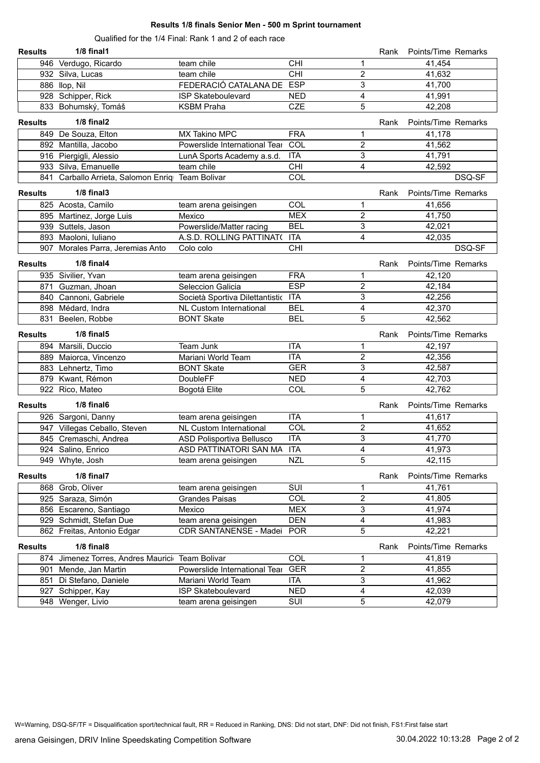# Results 1/8 finals Senior Men - 500 m Sprint tournament

Qualified for the 1/4 Final: Rank 1 and 2 of each race

**Results 1/8 final1**

| | | | | Rank | Points/Time | Remarks |
|---|---|---|---|---|---|---|
| 946 | Verdugo, Ricardo | team chile | CHI | 1 | 41,454 | |
| 932 | Silva, Lucas | team chile | CHI | 2 | 41,632 | |
| 886 | llop, Nil | FEDERACIÓ CATALANA DE | ESP | 3 | 41,700 | |
| 928 | Schipper, Rick | ISP Skateboulevard | NED | 4 | 41,991 | |
| 833 | Bohumský, Tomáš | KSBM Praha | CZE | 5 | 42,208 | |

**Results 1/8 final2**

| | | | | Rank | Points/Time | Remarks |
|---|---|---|---|---|---|---|
| 849 | De Souza, Elton | MX Takino MPC | FRA | 1 | 41,178 | |
| 892 | Mantilla, Jacobo | Powerslide International Tear | COL | 2 | 41,562 | |
| 916 | Piergigli, Alessio | LunA Sports Academy a.s.d. | ITA | 3 | 41,791 | |
| 933 | Silva, Emanuelle | team chile | CHI | 4 | 42,592 | |
| 841 | Carballo Arrieta, Salomon Enriq | Team Bolivar | COL | | | DSQ-SF |

**Results 1/8 final3**

| | | | | Rank | Points/Time | Remarks |
|---|---|---|---|---|---|---|
| 825 | Acosta, Camilo | team arena geisingen | COL | 1 | 41,656 | |
| 895 | Martinez, Jorge Luis | Mexico | MEX | 2 | 41,750 | |
| 939 | Suttels, Jason | Powerslide/Matter racing | BEL | 3 | 42,021 | |
| 893 | Maoloni, Iuliano | A.S.D. ROLLING PATTINAT( | ITA | 4 | 42,035 | |
| 907 | Morales Parra, Jeremias Anto | Colo colo | CHI | | | DSQ-SF |

**Results 1/8 final4**

| | | | | Rank | Points/Time | Remarks |
|---|---|---|---|---|---|---|
| 935 | Sivilier, Yvan | team arena geisingen | FRA | 1 | 42,120 | |
| 871 | Guzman, Jhoan | Seleccion Galicia | ESP | 2 | 42,184 | |
| 840 | Cannoni, Gabriele | Società Sportiva Dilettantistic | ITA | 3 | 42,256 | |
| 898 | Médard, Indra | NL Custom International | BEL | 4 | 42,370 | |
| 831 | Beelen, Robbe | BONT Skate | BEL | 5 | 42,562 | |

**Results 1/8 final5**

| | | | | Rank | Points/Time | Remarks |
|---|---|---|---|---|---|---|
| 894 | Marsili, Duccio | Team Junk | ITA | 1 | 42,197 | |
| 889 | Maiorca, Vincenzo | Mariani World Team | ITA | 2 | 42,356 | |
| 883 | Lehnertz, Timo | BONT Skate | GER | 3 | 42,587 | |
| 879 | Kwant, Rémon | DoubleFF | NED | 4 | 42,703 | |
| 922 | Rico, Mateo | Bogotá Elite | COL | 5 | 42,762 | |

**Results 1/8 final6**

| | | | | Rank | Points/Time | Remarks |
|---|---|---|---|---|---|---|
| 926 | Sargoni, Danny | team arena geisingen | ITA | 1 | 41,617 | |
| 947 | Villegas Ceballo, Steven | NL Custom International | COL | 2 | 41,652 | |
| 845 | Cremaschi, Andrea | ASD Polisportiva Bellusco | ITA | 3 | 41,770 | |
| 924 | Salino, Enrico | ASD PATTINATORI SAN MA | ITA | 4 | 41,973 | |
| 949 | Whyte, Josh | team arena geisingen | NZL | 5 | 42,115 | |

**Results 1/8 final7**

| | | | | Rank | Points/Time | Remarks |
|---|---|---|---|---|---|---|
| 868 | Grob, Oliver | team arena geisingen | SUI | 1 | 41,761 | |
| 925 | Saraza, Simón | Grandes Paisas | COL | 2 | 41,805 | |
| 856 | Escareno, Santiago | Mexico | MEX | 3 | 41,974 | |
| 929 | Schmidt, Stefan Due | team arena geisingen | DEN | 4 | 41,983 | |
| 862 | Freitas, Antonio Edgar | CDR SANTANENSE - Madei | POR | 5 | 42,221 | |

**Results 1/8 final8**

| | | | | Rank | Points/Time | Remarks |
|---|---|---|---|---|---|---|
| 874 | Jimenez Torres, Andres Maurici | Team Bolivar | COL | 1 | 41,819 | |
| 901 | Mende, Jan Martin | Powerslide International Tear | GER | 2 | 41,855 | |
| 851 | Di Stefano, Daniele | Mariani World Team | ITA | 3 | 41,962 | |
| 927 | Schipper, Kay | ISP Skateboulevard | NED | 4 | 42,039 | |
| 948 | Wenger, Livio | team arena geisingen | SUI | 5 | 42,079 | |

W=Warning, DSQ-SF/TF = Disqualification sport/technical fault, RR = Reduced in Ranking, DNS: Did not start, DNF: Did not finish, FS1:First false start

arena Geisingen, DRIV Inline Speedskating Competition Software 30.04.2022 10:13:28